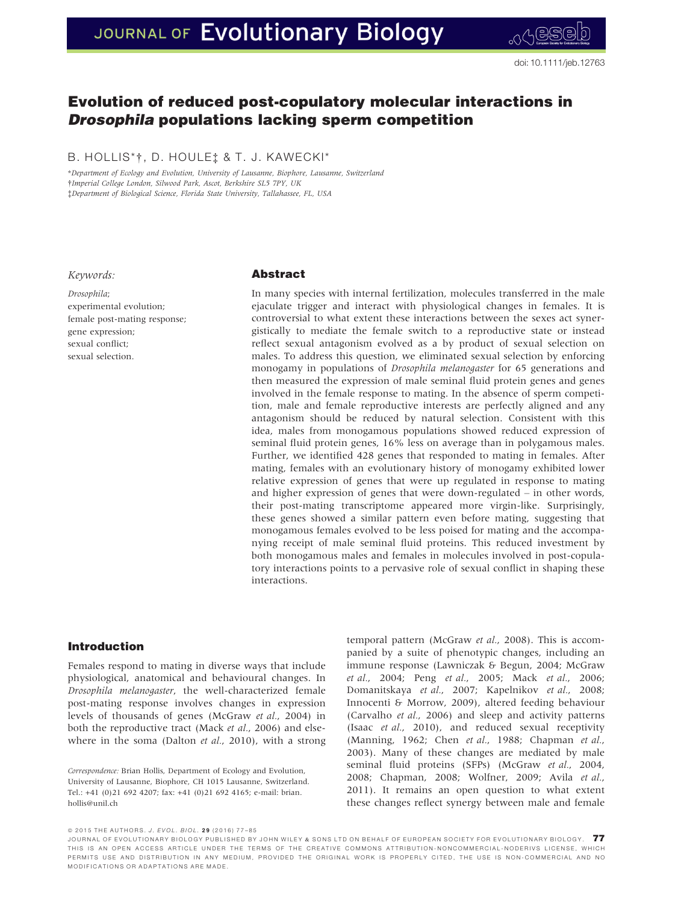doi: 10.1111/jeb.12763

# Evolution of reduced post-copulatory molecular interactions in *Drosophila* populations lacking sperm competition

B. HOLLIS*†, D. HOULE‡ & T. J. KAWECKI*

*Department of Ecology and Evolution, University of Lausanne, Biophore, Lausanne, Switzerland
†Imperial College London, Silwood Park, Ascot, Berkshire SL5 7PY, UK
‡Department of Biological Science, Florida State University, Tallahassee, FL, USA

*Keywords:*

*Drosophila*;
experimental evolution;
female post-mating response;
gene expression;
sexual conflict;
sexual selection.

## Abstract

In many species with internal fertilization, molecules transferred in the male ejaculate trigger and interact with physiological changes in females. It is controversial to what extent these interactions between the sexes act synergistically to mediate the female switch to a reproductive state or instead reflect sexual antagonism evolved as a by product of sexual selection on males. To address this question, we eliminated sexual selection by enforcing monogamy in populations of *Drosophila melanogaster* for 65 generations and then measured the expression of male seminal fluid protein genes and genes involved in the female response to mating. In the absence of sperm competition, male and female reproductive interests are perfectly aligned and any antagonism should be reduced by natural selection. Consistent with this idea, males from monogamous populations showed reduced expression of seminal fluid protein genes, 16% less on average than in polygamous males. Further, we identified 428 genes that responded to mating in females. After mating, females with an evolutionary history of monogamy exhibited lower relative expression of genes that were up regulated in response to mating and higher expression of genes that were down-regulated – in other words, their post-mating transcriptome appeared more virgin-like. Surprisingly, these genes showed a similar pattern even before mating, suggesting that monogamous females evolved to be less poised for mating and the accompanying receipt of male seminal fluid proteins. This reduced investment by both monogamous males and females in molecules involved in post-copulatory interactions points to a pervasive role of sexual conflict in shaping these interactions.

## Introduction

Females respond to mating in diverse ways that include physiological, anatomical and behavioural changes. In *Drosophila melanogaster*, the well-characterized female post-mating response involves changes in expression levels of thousands of genes (McGraw *et al.*, 2004) in both the reproductive tract (Mack *et al.*, 2006) and elsewhere in the soma (Dalton *et al.*, 2010), with a strong temporal pattern (McGraw *et al.*, 2008). This is accompanied by a suite of phenotypic changes, including an immune response (Lawniczak & Begun, 2004; McGraw *et al.*, 2004; Peng *et al.*, 2005; Mack *et al.*, 2006; Domanitskaya *et al.*, 2007; Kapelnikov *et al.*, 2008; Innocenti & Morrow, 2009), altered feeding behaviour (Carvalho *et al.*, 2006) and sleep and activity patterns (Isaac *et al.*, 2010), and reduced sexual receptivity (Manning, 1962; Chen *et al.*, 1988; Chapman *et al.*, 2003). Many of these changes are mediated by male seminal fluid proteins (SFPs) (McGraw *et al.*, 2004, 2008; Chapman, 2008; Wolfner, 2009; Avila *et al.*, 2011). It remains an open question to what extent these changes reflect synergy between male and female

*Correspondence:* Brian Hollis, Department of Ecology and Evolution, University of Lausanne, Biophore, CH 1015 Lausanne, Switzerland. Tel.: +41 (0)21 692 4207; fax: +41 (0)21 692 4165; e-mail: brian.hollis@unil.ch

© 2015 THE AUTHORS. J. EVOL. BIOL. 29 (2016) 77–85
JOURNAL OF EVOLUTIONARY BIOLOGY PUBLISHED BY JOHN WILEY & SONS LTD ON BEHALF OF EUROPEAN SOCIETY FOR EVOLUTIONARY BIOLOGY. THIS IS AN OPEN ACCESS ARTICLE UNDER THE TERMS OF THE CREATIVE COMMONS ATTRIBUTION-NONCOMMERCIAL-NODERIVS LICENSE, WHICH PERMITS USE AND DISTRIBUTION IN ANY MEDIUM, PROVIDED THE ORIGINAL WORK IS PROPERLY CITED, THE USE IS NON-COMMERCIAL AND NO MODIFICATIONS OR ADAPTATIONS ARE MADE.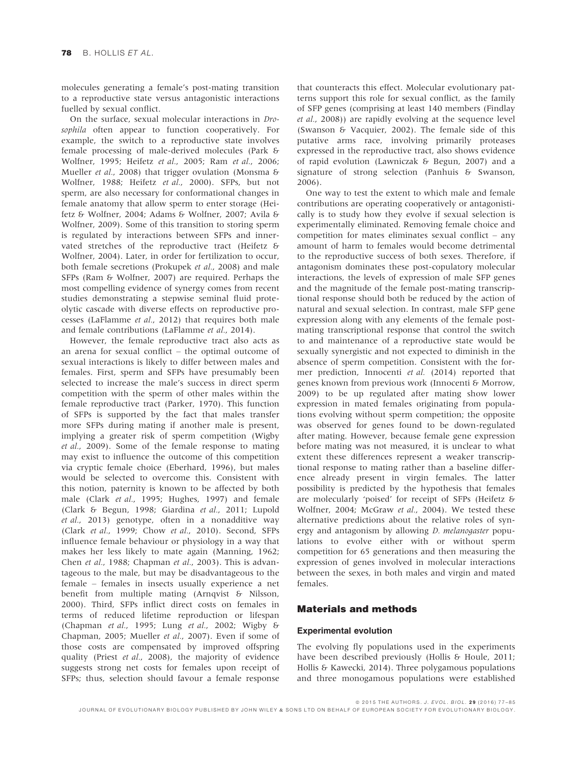molecules generating a female's post-mating transition to a reproductive state versus antagonistic interactions fuelled by sexual conflict.

On the surface, sexual molecular interactions in *Drosophila* often appear to function cooperatively. For example, the switch to a reproductive state involves female processing of male-derived molecules (Park & Wolfner, 1995; Heifetz *et al.*, 2005; Ram *et al.*, 2006; Mueller *et al.*, 2008) that trigger ovulation (Monsma & Wolfner, 1988; Heifetz *et al.*, 2000). SFPs, but not sperm, are also necessary for conformational changes in female anatomy that allow sperm to enter storage (Heifetz & Wolfner, 2004; Adams & Wolfner, 2007; Avila & Wolfner, 2009). Some of this transition to storing sperm is regulated by interactions between SFPs and innervated stretches of the reproductive tract (Heifetz & Wolfner, 2004). Later, in order for fertilization to occur, both female secretions (Prokupek *et al.*, 2008) and male SFPs (Ram & Wolfner, 2007) are required. Perhaps the most compelling evidence of synergy comes from recent studies demonstrating a stepwise seminal fluid proteolytic cascade with diverse effects on reproductive processes (LaFlamme *et al.*, 2012) that requires both male and female contributions (LaFlamme *et al.*, 2014).

However, the female reproductive tract also acts as an arena for sexual conflict – the optimal outcome of sexual interactions is likely to differ between males and females. First, sperm and SFPs have presumably been selected to increase the male's success in direct sperm competition with the sperm of other males within the female reproductive tract (Parker, 1970). This function of SFPs is supported by the fact that males transfer more SFPs during mating if another male is present, implying a greater risk of sperm competition (Wigby *et al.*, 2009). Some of the female response to mating may exist to influence the outcome of this competition via cryptic female choice (Eberhard, 1996), but males would be selected to overcome this. Consistent with this notion, paternity is known to be affected by both male (Clark *et al.*, 1995; Hughes, 1997) and female (Clark & Begun, 1998; Giardina *et al.*, 2011; Lupold *et al.*, 2013) genotype, often in a nonadditive way (Clark *et al.*, 1999; Chow *et al.*, 2010). Second, SFPs influence female behaviour or physiology in a way that makes her less likely to mate again (Manning, 1962; Chen *et al.*, 1988; Chapman *et al.*, 2003). This is advantageous to the male, but may be disadvantageous to the female – females in insects usually experience a net benefit from multiple mating (Arnqvist & Nilsson, 2000). Third, SFPs inflict direct costs on females in terms of reduced lifetime reproduction or lifespan (Chapman *et al.*, 1995; Lung *et al.*, 2002; Wigby & Chapman, 2005; Mueller *et al.*, 2007). Even if some of those costs are compensated by improved offspring quality (Priest *et al.*, 2008), the majority of evidence suggests strong net costs for females upon receipt of SFPs; thus, selection should favour a female response that counteracts this effect. Molecular evolutionary patterns support this role for sexual conflict, as the family of SFP genes (comprising at least 140 members (Findlay *et al.*, 2008)) are rapidly evolving at the sequence level (Swanson & Vacquier, 2002). The female side of this putative arms race, involving primarily proteases expressed in the reproductive tract, also shows evidence of rapid evolution (Lawniczak & Begun, 2007) and a signature of strong selection (Panhuis & Swanson, 2006).

One way to test the extent to which male and female contributions are operating cooperatively or antagonistically is to study how they evolve if sexual selection is experimentally eliminated. Removing female choice and competition for mates eliminates sexual conflict – any amount of harm to females would become detrimental to the reproductive success of both sexes. Therefore, if antagonism dominates these post-copulatory molecular interactions, the levels of expression of male SFP genes and the magnitude of the female post-mating transcriptional response should both be reduced by the action of natural and sexual selection. In contrast, male SFP gene expression along with any elements of the female post-mating transcriptional response that control the switch to and maintenance of a reproductive state would be sexually synergistic and not expected to diminish in the absence of sperm competition. Consistent with the former prediction, Innocenti *et al.* (2014) reported that genes known from previous work (Innocenti & Morrow, 2009) to be up regulated after mating show lower expression in mated females originating from populations evolving without sperm competition; the opposite was observed for genes found to be down-regulated after mating. However, because female gene expression before mating was not measured, it is unclear to what extent these differences represent a weaker transcriptional response to mating rather than a baseline difference already present in virgin females. The latter possibility is predicted by the hypothesis that females are molecularly 'poised' for receipt of SFPs (Heifetz & Wolfner, 2004; McGraw *et al.*, 2004). We tested these alternative predictions about the relative roles of synergy and antagonism by allowing *D. melanogaster* populations to evolve either with or without sperm competition for 65 generations and then measuring the expression of genes involved in molecular interactions between the sexes, in both males and virgin and mated females.

## Materials and methods

### Experimental evolution

The evolving fly populations used in the experiments have been described previously (Hollis & Houle, 2011; Hollis & Kawecki, 2014). Three polygamous populations and three monogamous populations were established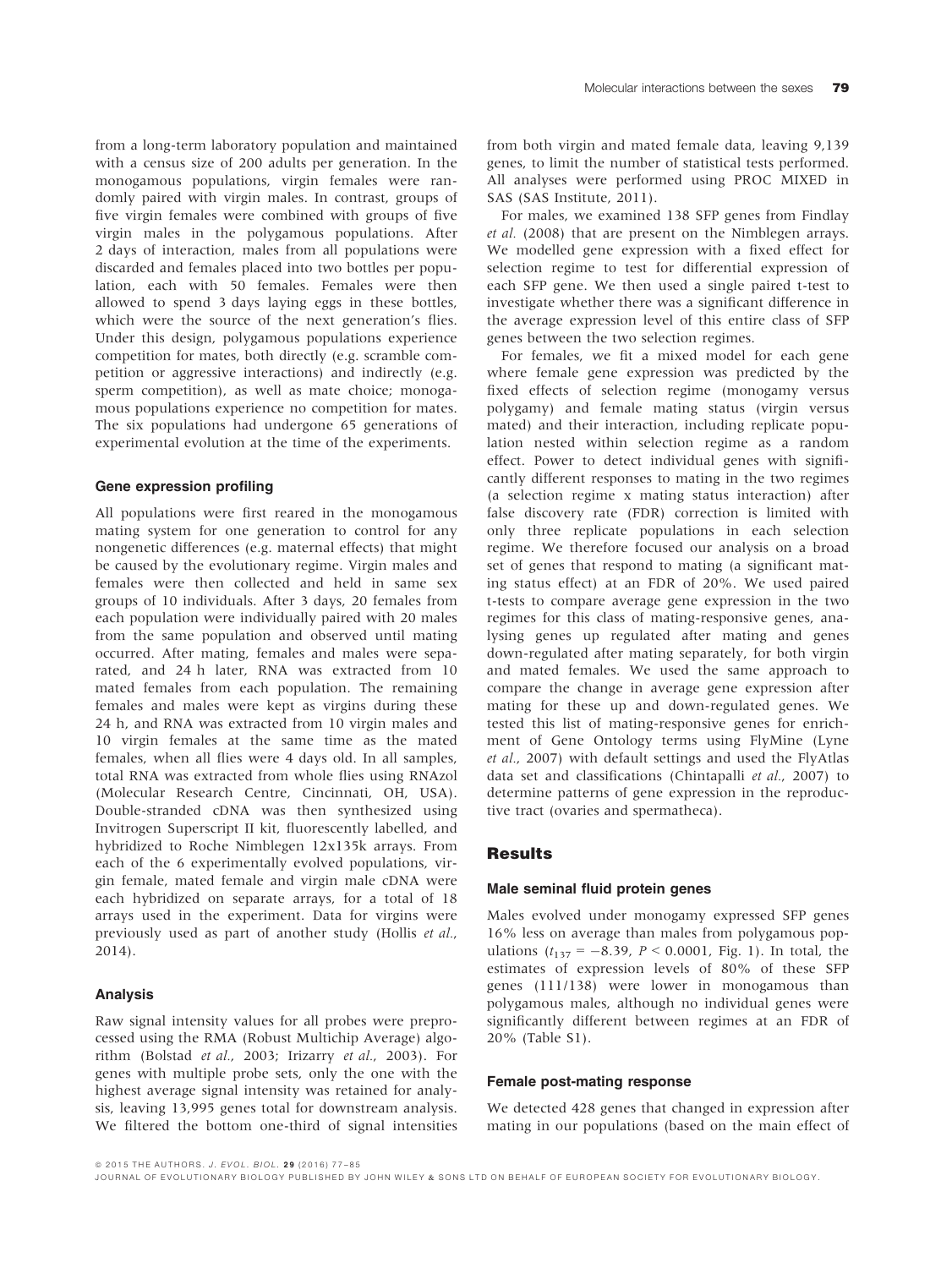from a long-term laboratory population and maintained with a census size of 200 adults per generation. In the monogamous populations, virgin females were randomly paired with virgin males. In contrast, groups of five virgin females were combined with groups of five virgin males in the polygamous populations. After 2 days of interaction, males from all populations were discarded and females placed into two bottles per population, each with 50 females. Females were then allowed to spend 3 days laying eggs in these bottles, which were the source of the next generation's flies. Under this design, polygamous populations experience competition for mates, both directly (e.g. scramble competition or aggressive interactions) and indirectly (e.g. sperm competition), as well as mate choice; monogamous populations experience no competition for mates. The six populations had undergone 65 generations of experimental evolution at the time of the experiments.

### Gene expression profiling

All populations were first reared in the monogamous mating system for one generation to control for any nongenetic differences (e.g. maternal effects) that might be caused by the evolutionary regime. Virgin males and females were then collected and held in same sex groups of 10 individuals. After 3 days, 20 females from each population were individually paired with 20 males from the same population and observed until mating occurred. After mating, females and males were separated, and 24 h later, RNA was extracted from 10 mated females from each population. The remaining females and males were kept as virgins during these 24 h, and RNA was extracted from 10 virgin males and 10 virgin females at the same time as the mated females, when all flies were 4 days old. In all samples, total RNA was extracted from whole flies using RNAzol (Molecular Research Centre, Cincinnati, OH, USA). Double-stranded cDNA was then synthesized using Invitrogen Superscript II kit, fluorescently labelled, and hybridized to Roche Nimblegen 12x135k arrays. From each of the 6 experimentally evolved populations, virgin female, mated female and virgin male cDNA were each hybridized on separate arrays, for a total of 18 arrays used in the experiment. Data for virgins were previously used as part of another study (Hollis *et al.*, 2014).

### Analysis

Raw signal intensity values for all probes were preprocessed using the RMA (Robust Multichip Average) algorithm (Bolstad *et al.*, 2003; Irizarry *et al.*, 2003). For genes with multiple probe sets, only the one with the highest average signal intensity was retained for analysis, leaving 13,995 genes total for downstream analysis. We filtered the bottom one-third of signal intensities from both virgin and mated female data, leaving 9,139 genes, to limit the number of statistical tests performed. All analyses were performed using PROC MIXED in SAS (SAS Institute, 2011).

For males, we examined 138 SFP genes from Findlay *et al.* (2008) that are present on the Nimblegen arrays. We modelled gene expression with a fixed effect for selection regime to test for differential expression of each SFP gene. We then used a single paired t-test to investigate whether there was a significant difference in the average expression level of this entire class of SFP genes between the two selection regimes.

For females, we fit a mixed model for each gene where female gene expression was predicted by the fixed effects of selection regime (monogamy versus polygamy) and female mating status (virgin versus mated) and their interaction, including replicate population nested within selection regime as a random effect. Power to detect individual genes with significantly different responses to mating in the two regimes (a selection regime x mating status interaction) after false discovery rate (FDR) correction is limited with only three replicate populations in each selection regime. We therefore focused our analysis on a broad set of genes that respond to mating (a significant mating status effect) at an FDR of 20%. We used paired t-tests to compare average gene expression in the two regimes for this class of mating-responsive genes, analysing genes up regulated after mating and genes down-regulated after mating separately, for both virgin and mated females. We used the same approach to compare the change in average gene expression after mating for these up and down-regulated genes. We tested this list of mating-responsive genes for enrichment of Gene Ontology terms using FlyMine (Lyne *et al.*, 2007) with default settings and used the FlyAtlas data set and classifications (Chintapalli *et al.*, 2007) to determine patterns of gene expression in the reproductive tract (ovaries and spermatheca).

## Results

### Male seminal fluid protein genes

Males evolved under monogamy expressed SFP genes 16% less on average than males from polygamous populations ($t_{137} = -8.39$, $P < 0.0001$, Fig. 1). In total, the estimates of expression levels of 80% of these SFP genes (111/138) were lower in monogamous than polygamous males, although no individual genes were significantly different between regimes at an FDR of 20% (Table S1).

### Female post-mating response

We detected 428 genes that changed in expression after mating in our populations (based on the main effect of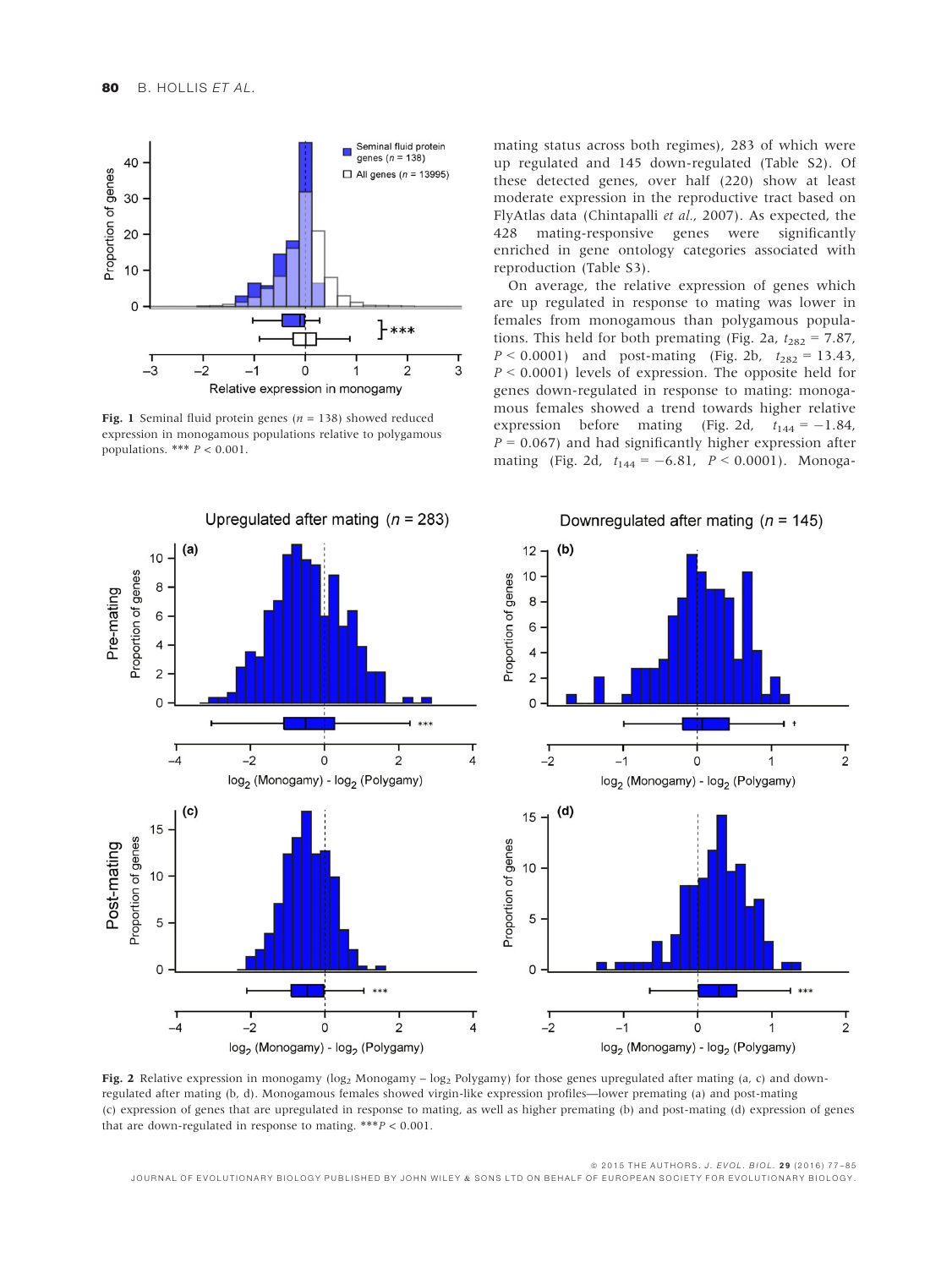mating status across both regimes), 283 of which were up regulated and 145 down-regulated (Table S2). Of these detected genes, over half (220) show at least moderate expression in the reproductive tract based on FlyAtlas data (Chintapalli *et al.*, 2007). As expected, the 428 mating-responsive genes were significantly enriched in gene ontology categories associated with reproduction (Table S3).

On average, the relative expression of genes which are up regulated in response to mating was lower in females from monogamous than polygamous populations. This held for both premating (Fig. 2a, $t_{282} = 7.87$, $P < 0.0001$) and post-mating (Fig. 2b, $t_{282} = 13.43$, $P < 0.0001$) levels of expression. The opposite held for genes down-regulated in response to mating: monogamous females showed a trend towards higher relative expression before mating (Fig. 2d, $t_{144} = -1.84$, $P = 0.067$) and had significantly higher expression after mating (Fig. 2d, $t_{144} = -6.81$, $P < 0.0001$). Monoga-

**Fig. 1** Seminal fluid protein genes ($n = 138$) showed reduced expression in monogamous populations relative to polygamous populations. *** $P < 0.001$.

**Fig. 2** Relative expression in monogamy ($\log_2$ Monogamy – $\log_2$ Polygamy) for those genes upregulated after mating (a, c) and down-regulated after mating (b, d). Monogamous females showed virgin-like expression profiles—lower premating (a) and post-mating (c) expression of genes that are upregulated in response to mating, as well as higher premating (b) and post-mating (d) expression of genes that are down-regulated in response to mating. ***$P < 0.001$.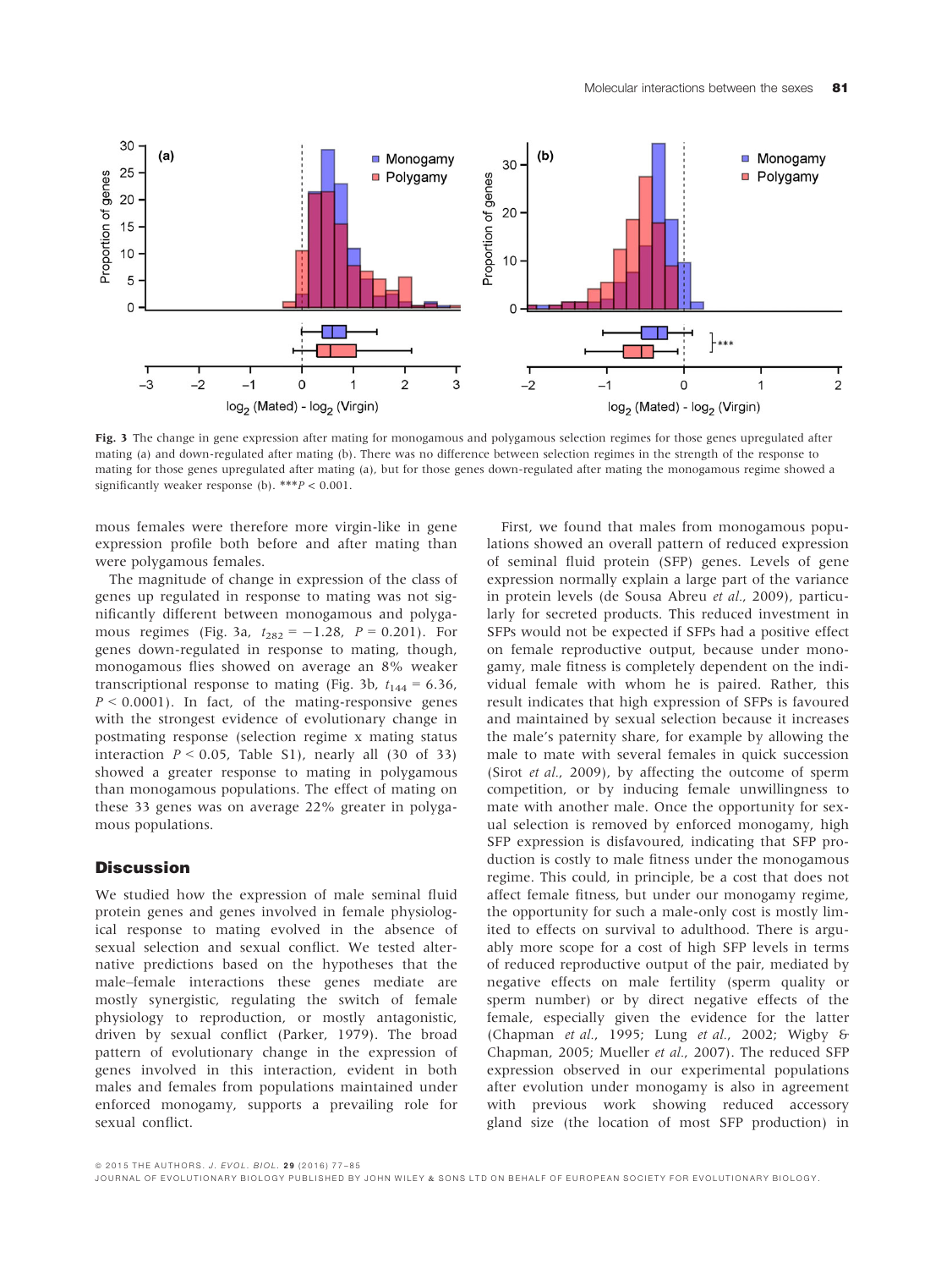**Fig. 3** The change in gene expression after mating for monogamous and polygamous selection regimes for those genes upregulated after mating (a) and down-regulated after mating (b). There was no difference between selection regimes in the strength of the response to mating for those genes upregulated after mating (a), but for those genes down-regulated after mating the monogamous regime showed a significantly weaker response (b). \*\*\*$P < 0.001$.

mous females were therefore more virgin-like in gene expression profile both before and after mating than were polygamous females.

The magnitude of change in expression of the class of genes up regulated in response to mating was not significantly different between monogamous and polygamous regimes (Fig. 3a, $t_{282} = -1.28$, $P = 0.201$). For genes down-regulated in response to mating, though, monogamous flies showed on average an 8% weaker transcriptional response to mating (Fig. 3b, $t_{144} = 6.36$, $P < 0.0001$). In fact, of the mating-responsive genes with the strongest evidence of evolutionary change in postmating response (selection regime x mating status interaction $P < 0.05$, Table S1), nearly all (30 of 33) showed a greater response to mating in polygamous than monogamous populations. The effect of mating on these 33 genes was on average 22% greater in polygamous populations.

## Discussion

We studied how the expression of male seminal fluid protein genes and genes involved in female physiological response to mating evolved in the absence of sexual selection and sexual conflict. We tested alternative predictions based on the hypotheses that the male–female interactions these genes mediate are mostly synergistic, regulating the switch of female physiology to reproduction, or mostly antagonistic, driven by sexual conflict (Parker, 1979). The broad pattern of evolutionary change in the expression of genes involved in this interaction, evident in both males and females from populations maintained under enforced monogamy, supports a prevailing role for sexual conflict.

First, we found that males from monogamous populations showed an overall pattern of reduced expression of seminal fluid protein (SFP) genes. Levels of gene expression normally explain a large part of the variance in protein levels (de Sousa Abreu *et al.*, 2009), particularly for secreted products. This reduced investment in SFPs would not be expected if SFPs had a positive effect on female reproductive output, because under monogamy, male fitness is completely dependent on the individual female with whom he is paired. Rather, this result indicates that high expression of SFPs is favoured and maintained by sexual selection because it increases the male's paternity share, for example by allowing the male to mate with several females in quick succession (Sirot *et al.*, 2009), by affecting the outcome of sperm competition, or by inducing female unwillingness to mate with another male. Once the opportunity for sexual selection is removed by enforced monogamy, high SFP expression is disfavoured, indicating that SFP production is costly to male fitness under the monogamous regime. This could, in principle, be a cost that does not affect female fitness, but under our monogamy regime, the opportunity for such a male-only cost is mostly limited to effects on survival to adulthood. There is arguably more scope for a cost of high SFP levels in terms of reduced reproductive output of the pair, mediated by negative effects on male fertility (sperm quality or sperm number) or by direct negative effects of the female, especially given the evidence for the latter (Chapman *et al.*, 1995; Lung *et al.*, 2002; Wigby & Chapman, 2005; Mueller *et al.*, 2007). The reduced SFP expression observed in our experimental populations after evolution under monogamy is also in agreement with previous work showing reduced accessory gland size (the location of most SFP production) in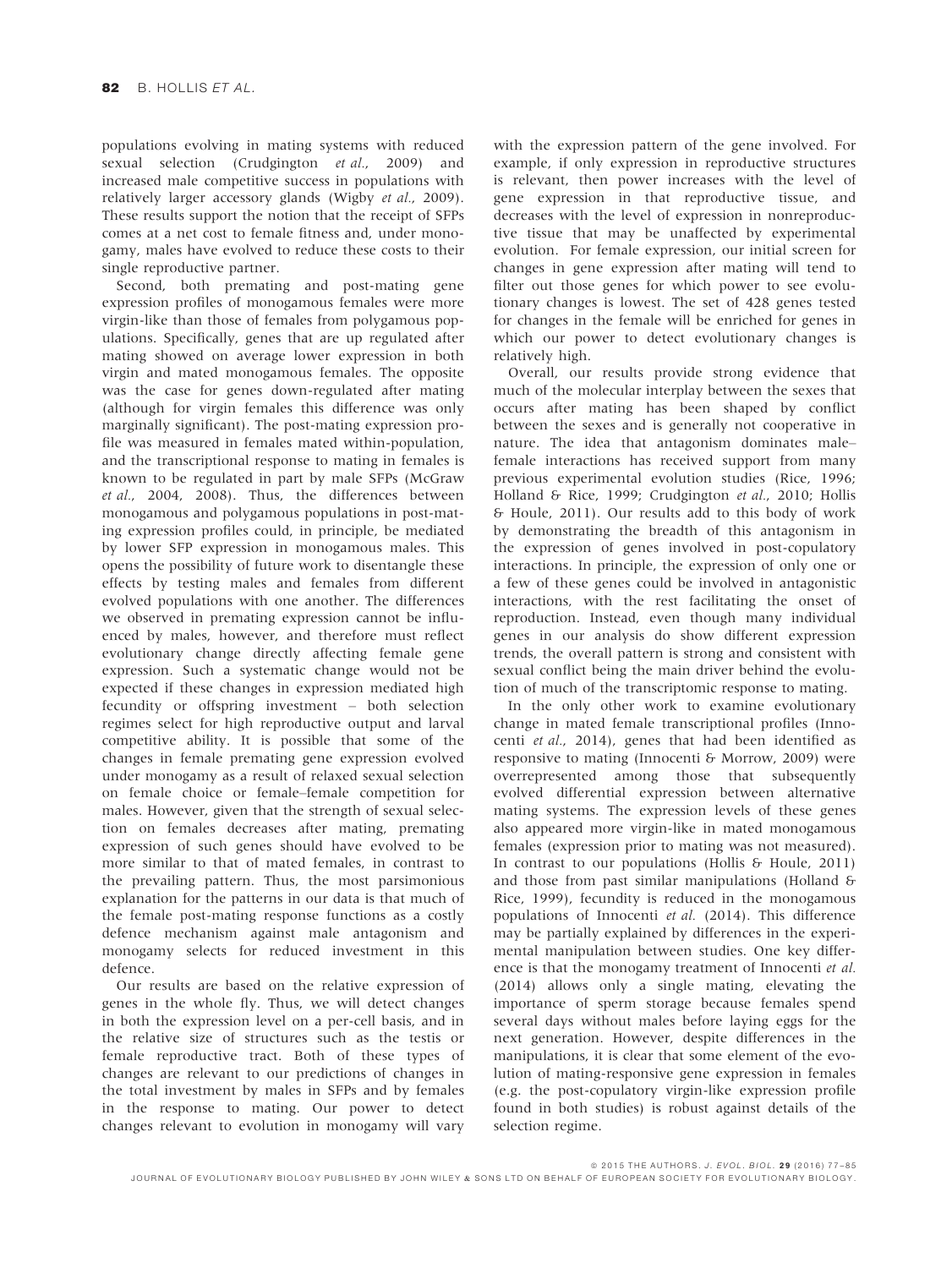populations evolving in mating systems with reduced sexual selection (Crudgington *et al.*, 2009) and increased male competitive success in populations with relatively larger accessory glands (Wigby *et al.*, 2009). These results support the notion that the receipt of SFPs comes at a net cost to female fitness and, under monogamy, males have evolved to reduce these costs to their single reproductive partner.

Second, both premating and post-mating gene expression profiles of monogamous females were more virgin-like than those of females from polygamous populations. Specifically, genes that are up regulated after mating showed on average lower expression in both virgin and mated monogamous females. The opposite was the case for genes down-regulated after mating (although for virgin females this difference was only marginally significant). The post-mating expression profile was measured in females mated within-population, and the transcriptional response to mating in females is known to be regulated in part by male SFPs (McGraw *et al.*, 2004, 2008). Thus, the differences between monogamous and polygamous populations in post-mating expression profiles could, in principle, be mediated by lower SFP expression in monogamous males. This opens the possibility of future work to disentangle these effects by testing males and females from different evolved populations with one another. The differences we observed in premating expression cannot be influenced by males, however, and therefore must reflect evolutionary change directly affecting female gene expression. Such a systematic change would not be expected if these changes in expression mediated high fecundity or offspring investment – both selection regimes select for high reproductive output and larval competitive ability. It is possible that some of the changes in female premating gene expression evolved under monogamy as a result of relaxed sexual selection on female choice or female–female competition for males. However, given that the strength of sexual selection on females decreases after mating, premating expression of such genes should have evolved to be more similar to that of mated females, in contrast to the prevailing pattern. Thus, the most parsimonious explanation for the patterns in our data is that much of the female post-mating response functions as a costly defence mechanism against male antagonism and monogamy selects for reduced investment in this defence.

Our results are based on the relative expression of genes in the whole fly. Thus, we will detect changes in both the expression level on a per-cell basis, and in the relative size of structures such as the testis or female reproductive tract. Both of these types of changes are relevant to our predictions of changes in the total investment by males in SFPs and by females in the response to mating. Our power to detect changes relevant to evolution in monogamy will vary with the expression pattern of the gene involved. For example, if only expression in reproductive structures is relevant, then power increases with the level of gene expression in that reproductive tissue, and decreases with the level of expression in nonreproductive tissue that may be unaffected by experimental evolution. For female expression, our initial screen for changes in gene expression after mating will tend to filter out those genes for which power to see evolutionary changes is lowest. The set of 428 genes tested for changes in the female will be enriched for genes in which our power to detect evolutionary changes is relatively high.

Overall, our results provide strong evidence that much of the molecular interplay between the sexes that occurs after mating has been shaped by conflict between the sexes and is generally not cooperative in nature. The idea that antagonism dominates male–female interactions has received support from many previous experimental evolution studies (Rice, 1996; Holland & Rice, 1999; Crudgington *et al.*, 2010; Hollis & Houle, 2011). Our results add to this body of work by demonstrating the breadth of this antagonism in the expression of genes involved in post-copulatory interactions. In principle, the expression of only one or a few of these genes could be involved in antagonistic interactions, with the rest facilitating the onset of reproduction. Instead, even though many individual genes in our analysis do show different expression trends, the overall pattern is strong and consistent with sexual conflict being the main driver behind the evolution of much of the transcriptomic response to mating.

In the only other work to examine evolutionary change in mated female transcriptional profiles (Innocenti *et al.*, 2014), genes that had been identified as responsive to mating (Innocenti & Morrow, 2009) were overrepresented among those that subsequently evolved differential expression between alternative mating systems. The expression levels of these genes also appeared more virgin-like in mated monogamous females (expression prior to mating was not measured). In contrast to our populations (Hollis & Houle, 2011) and those from past similar manipulations (Holland & Rice, 1999), fecundity is reduced in the monogamous populations of Innocenti *et al.* (2014). This difference may be partially explained by differences in the experimental manipulation between studies. One key difference is that the monogamy treatment of Innocenti *et al.* (2014) allows only a single mating, elevating the importance of sperm storage because females spend several days without males before laying eggs for the next generation. However, despite differences in the manipulations, it is clear that some element of the evolution of mating-responsive gene expression in females (e.g. the post-copulatory virgin-like expression profile found in both studies) is robust against details of the selection regime.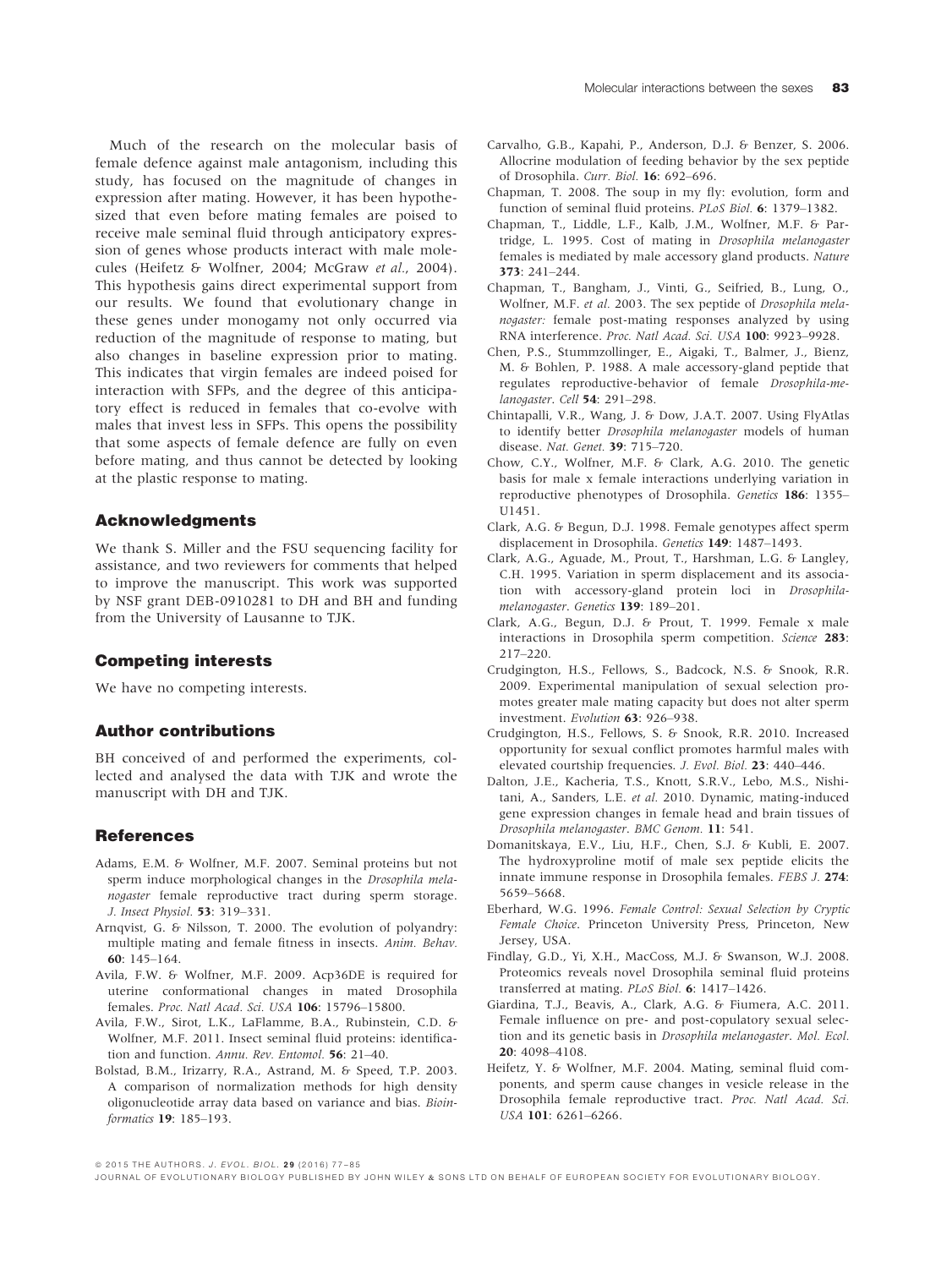Much of the research on the molecular basis of female defence against male antagonism, including this study, has focused on the magnitude of changes in expression after mating. However, it has been hypothesized that even before mating females are poised to receive male seminal fluid through anticipatory expression of genes whose products interact with male molecules (Heifetz & Wolfner, 2004; McGraw *et al.*, 2004). This hypothesis gains direct experimental support from our results. We found that evolutionary change in these genes under monogamy not only occurred via reduction of the magnitude of response to mating, but also changes in baseline expression prior to mating. This indicates that virgin females are indeed poised for interaction with SFPs, and the degree of this anticipatory effect is reduced in females that co-evolve with males that invest less in SFPs. This opens the possibility that some aspects of female defence are fully on even before mating, and thus cannot be detected by looking at the plastic response to mating.

## Acknowledgments

We thank S. Miller and the FSU sequencing facility for assistance, and two reviewers for comments that helped to improve the manuscript. This work was supported by NSF grant DEB-0910281 to DH and BH and funding from the University of Lausanne to TJK.

## Competing interests

We have no competing interests.

## Author contributions

BH conceived of and performed the experiments, collected and analysed the data with TJK and wrote the manuscript with DH and TJK.

## References

Adams, E.M. & Wolfner, M.F. 2007. Seminal proteins but not sperm induce morphological changes in the *Drosophila melanogaster* female reproductive tract during sperm storage. *J. Insect Physiol.* **53**: 319–331.

Arnqvist, G. & Nilsson, T. 2000. The evolution of polyandry: multiple mating and female fitness in insects. *Anim. Behav.* **60**: 145–164.

Avila, F.W. & Wolfner, M.F. 2009. Acp36DE is required for uterine conformational changes in mated Drosophila females. *Proc. Natl Acad. Sci. USA* **106**: 15796–15800.

Avila, F.W., Sirot, L.K., LaFlamme, B.A., Rubinstein, C.D. & Wolfner, M.F. 2011. Insect seminal fluid proteins: identification and function. *Annu. Rev. Entomol.* **56**: 21–40.

Bolstad, B.M., Irizarry, R.A., Astrand, M. & Speed, T.P. 2003. A comparison of normalization methods for high density oligonucleotide array data based on variance and bias. *Bioinformatics* **19**: 185–193.

Carvalho, G.B., Kapahi, P., Anderson, D.J. & Benzer, S. 2006. Allocrine modulation of feeding behavior by the sex peptide of Drosophila. *Curr. Biol.* **16**: 692–696.

Chapman, T. 2008. The soup in my fly: evolution, form and function of seminal fluid proteins. *PLoS Biol.* **6**: 1379–1382.

Chapman, T., Liddle, L.F., Kalb, J.M., Wolfner, M.F. & Partridge, L. 1995. Cost of mating in *Drosophila melanogaster* females is mediated by male accessory gland products. *Nature* **373**: 241–244.

Chapman, T., Bangham, J., Vinti, G., Seifried, B., Lung, O., Wolfner, M.F. *et al.* 2003. The sex peptide of *Drosophila melanogaster:* female post-mating responses analyzed by using RNA interference. *Proc. Natl Acad. Sci. USA* **100**: 9923–9928.

Chen, P.S., Stummzollinger, E., Aigaki, T., Balmer, J., Bienz, M. & Bohlen, P. 1988. A male accessory-gland peptide that regulates reproductive-behavior of female *Drosophila-melanogaster*. *Cell* **54**: 291–298.

Chintapalli, V.R., Wang, J. & Dow, J.A.T. 2007. Using FlyAtlas to identify better *Drosophila melanogaster* models of human disease. *Nat. Genet.* **39**: 715–720.

Chow, C.Y., Wolfner, M.F. & Clark, A.G. 2010. The genetic basis for male x female interactions underlying variation in reproductive phenotypes of Drosophila. *Genetics* **186**: 1355–U1451.

Clark, A.G. & Begun, D.J. 1998. Female genotypes affect sperm displacement in Drosophila. *Genetics* **149**: 1487–1493.

Clark, A.G., Aguade, M., Prout, T., Harshman, L.G. & Langley, C.H. 1995. Variation in sperm displacement and its association with accessory-gland protein loci in *Drosophila-melanogaster*. *Genetics* **139**: 189–201.

Clark, A.G., Begun, D.J. & Prout, T. 1999. Female x male interactions in Drosophila sperm competition. *Science* **283**: 217–220.

Crudgington, H.S., Fellows, S., Badcock, N.S. & Snook, R.R. 2009. Experimental manipulation of sexual selection promotes greater male mating capacity but does not alter sperm investment. *Evolution* **63**: 926–938.

Crudgington, H.S., Fellows, S. & Snook, R.R. 2010. Increased opportunity for sexual conflict promotes harmful males with elevated courtship frequencies. *J. Evol. Biol.* **23**: 440–446.

Dalton, J.E., Kacheria, T.S., Knott, S.R.V., Lebo, M.S., Nishitani, A., Sanders, L.E. *et al.* 2010. Dynamic, mating-induced gene expression changes in female head and brain tissues of *Drosophila melanogaster*. *BMC Genom.* **11**: 541.

Domanitskaya, E.V., Liu, H.F., Chen, S.J. & Kubli, E. 2007. The hydroxyproline motif of male sex peptide elicits the innate immune response in Drosophila females. *FEBS J.* **274**: 5659–5668.

Eberhard, W.G. 1996. *Female Control: Sexual Selection by Cryptic Female Choice*. Princeton University Press, Princeton, New Jersey, USA.

Findlay, G.D., Yi, X.H., MacCoss, M.J. & Swanson, W.J. 2008. Proteomics reveals novel Drosophila seminal fluid proteins transferred at mating. *PLoS Biol.* **6**: 1417–1426.

Giardina, T.J., Beavis, A., Clark, A.G. & Fiumera, A.C. 2011. Female influence on pre- and post-copulatory sexual selection and its genetic basis in *Drosophila melanogaster*. *Mol. Ecol.* **20**: 4098–4108.

Heifetz, Y. & Wolfner, M.F. 2004. Mating, seminal fluid components, and sperm cause changes in vesicle release in the Drosophila female reproductive tract. *Proc. Natl Acad. Sci. USA* **101**: 6261–6266.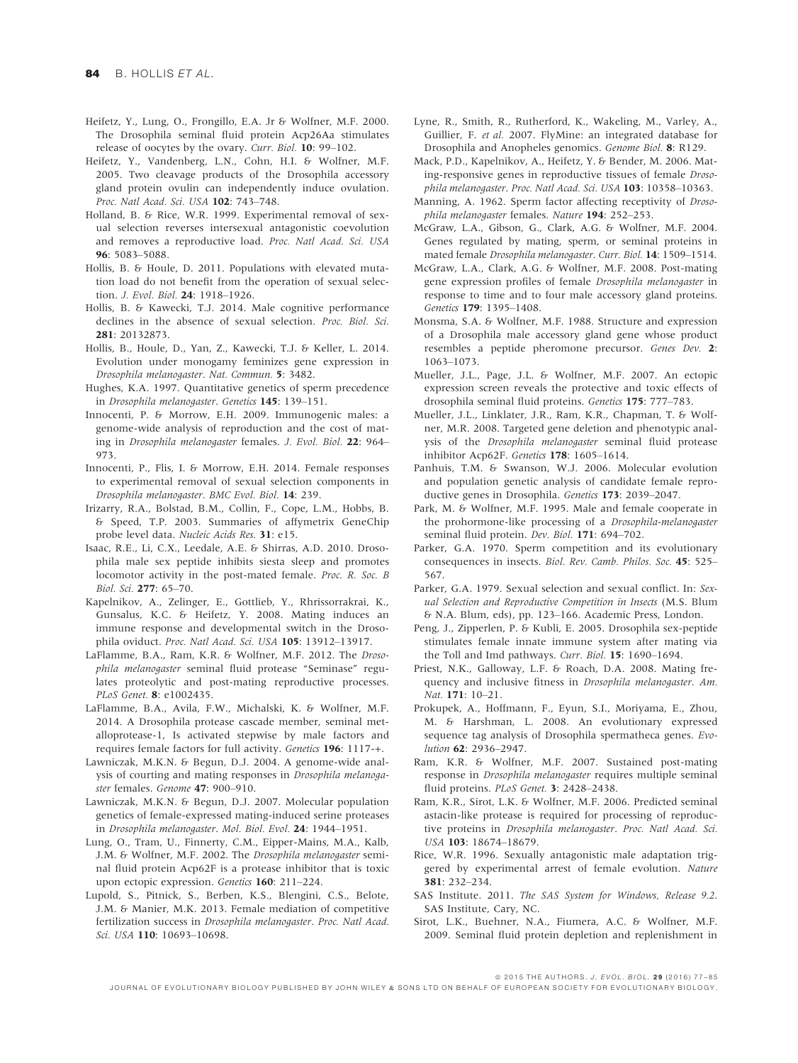Heifetz, Y., Lung, O., Frongillo, E.A. Jr & Wolfner, M.F. 2000. The Drosophila seminal fluid protein Acp26Aa stimulates release of oocytes by the ovary. *Curr. Biol.* **10**: 99–102.

Heifetz, Y., Vandenberg, L.N., Cohn, H.I. & Wolfner, M.F. 2005. Two cleavage products of the Drosophila accessory gland protein ovulin can independently induce ovulation. *Proc. Natl Acad. Sci. USA* **102**: 743–748.

Holland, B. & Rice, W.R. 1999. Experimental removal of sexual selection reverses intersexual antagonistic coevolution and removes a reproductive load. *Proc. Natl Acad. Sci. USA* **96**: 5083–5088.

Hollis, B. & Houle, D. 2011. Populations with elevated mutation load do not benefit from the operation of sexual selection. *J. Evol. Biol.* **24**: 1918–1926.

Hollis, B. & Kawecki, T.J. 2014. Male cognitive performance declines in the absence of sexual selection. *Proc. Biol. Sci.* **281**: 20132873.

Hollis, B., Houle, D., Yan, Z., Kawecki, T.J. & Keller, L. 2014. Evolution under monogamy feminizes gene expression in *Drosophila melanogaster*. *Nat. Commun.* **5**: 3482.

Hughes, K.A. 1997. Quantitative genetics of sperm precedence in *Drosophila melanogaster*. *Genetics* **145**: 139–151.

Innocenti, P. & Morrow, E.H. 2009. Immunogenic males: a genome-wide analysis of reproduction and the cost of mating in *Drosophila melanogaster* females. *J. Evol. Biol.* **22**: 964–973.

Innocenti, P., Flis, I. & Morrow, E.H. 2014. Female responses to experimental removal of sexual selection components in *Drosophila melanogaster*. *BMC Evol. Biol.* **14**: 239.

Irizarry, R.A., Bolstad, B.M., Collin, F., Cope, L.M., Hobbs, B. & Speed, T.P. 2003. Summaries of affymetrix GeneChip probe level data. *Nucleic Acids Res.* **31**: e15.

Isaac, R.E., Li, C.X., Leedale, A.E. & Shirras, A.D. 2010. Drosophila male sex peptide inhibits siesta sleep and promotes locomotor activity in the post-mated female. *Proc. R. Soc. B Biol. Sci.* **277**: 65–70.

Kapelnikov, A., Zelinger, E., Gottlieb, Y., Rhrissorrakrai, K., Gunsalus, K.C. & Heifetz, Y. 2008. Mating induces an immune response and developmental switch in the Drosophila oviduct. *Proc. Natl Acad. Sci. USA* **105**: 13912–13917.

LaFlamme, B.A., Ram, K.R. & Wolfner, M.F. 2012. The *Drosophila melanogaster* seminal fluid protease "Seminase" regulates proteolytic and post-mating reproductive processes. *PLoS Genet.* **8**: e1002435.

LaFlamme, B.A., Avila, F.W., Michalski, K. & Wolfner, M.F. 2014. A Drosophila protease cascade member, seminal metalloprotease-1, Is activated stepwise by male factors and requires female factors for full activity. *Genetics* **196**: 1117-+.

Lawniczak, M.K.N. & Begun, D.J. 2004. A genome-wide analysis of courting and mating responses in *Drosophila melanogaster* females. *Genome* **47**: 900–910.

Lawniczak, M.K.N. & Begun, D.J. 2007. Molecular population genetics of female-expressed mating-induced serine proteases in *Drosophila melanogaster*. *Mol. Biol. Evol.* **24**: 1944–1951.

Lung, O., Tram, U., Finnerty, C.M., Eipper-Mains, M.A., Kalb, J.M. & Wolfner, M.F. 2002. The *Drosophila melanogaster* seminal fluid protein Acp62F is a protease inhibitor that is toxic upon ectopic expression. *Genetics* **160**: 211–224.

Lupold, S., Pitnick, S., Berben, K.S., Blengini, C.S., Belote, J.M. & Manier, M.K. 2013. Female mediation of competitive fertilization success in *Drosophila melanogaster*. *Proc. Natl Acad. Sci. USA* **110**: 10693–10698.

Lyne, R., Smith, R., Rutherford, K., Wakeling, M., Varley, A., Guillier, F. *et al.* 2007. FlyMine: an integrated database for Drosophila and Anopheles genomics. *Genome Biol.* **8**: R129.

Mack, P.D., Kapelnikov, A., Heifetz, Y. & Bender, M. 2006. Mating-responsive genes in reproductive tissues of female *Drosophila melanogaster*. *Proc. Natl Acad. Sci. USA* **103**: 10358–10363.

Manning, A. 1962. Sperm factor affecting receptivity of *Drosophila melanogaster* females. *Nature* **194**: 252–253.

McGraw, L.A., Gibson, G., Clark, A.G. & Wolfner, M.F. 2004. Genes regulated by mating, sperm, or seminal proteins in mated female *Drosophila melanogaster*. *Curr. Biol.* **14**: 1509–1514.

McGraw, L.A., Clark, A.G. & Wolfner, M.F. 2008. Post-mating gene expression profiles of female *Drosophila melanogaster* in response to time and to four male accessory gland proteins. *Genetics* **179**: 1395–1408.

Monsma, S.A. & Wolfner, M.F. 1988. Structure and expression of a Drosophila male accessory gland gene whose product resembles a peptide pheromone precursor. *Genes Dev.* **2**: 1063–1073.

Mueller, J.L., Page, J.L. & Wolfner, M.F. 2007. An ectopic expression screen reveals the protective and toxic effects of drosophila seminal fluid proteins. *Genetics* **175**: 777–783.

Mueller, J.L., Linklater, J.R., Ram, K.R., Chapman, T. & Wolfner, M.R. 2008. Targeted gene deletion and phenotypic analysis of the *Drosophila melanogaster* seminal fluid protease inhibitor Acp62F. *Genetics* **178**: 1605–1614.

Panhuis, T.M. & Swanson, W.J. 2006. Molecular evolution and population genetic analysis of candidate female reproductive genes in Drosophila. *Genetics* **173**: 2039–2047.

Park, M. & Wolfner, M.F. 1995. Male and female cooperate in the prohormone-like processing of a *Drosophila-melanogaster* seminal fluid protein. *Dev. Biol.* **171**: 694–702.

Parker, G.A. 1970. Sperm competition and its evolutionary consequences in insects. *Biol. Rev. Camb. Philos. Soc.* **45**: 525–567.

Parker, G.A. 1979. Sexual selection and sexual conflict. In: *Sexual Selection and Reproductive Competition in Insects* (M.S. Blum & N.A. Blum, eds), pp. 123–166. Academic Press, London.

Peng, J., Zipperlen, P. & Kubli, E. 2005. Drosophila sex-peptide stimulates female innate immune system after mating via the Toll and Imd pathways. *Curr. Biol.* **15**: 1690–1694.

Priest, N.K., Galloway, L.F. & Roach, D.A. 2008. Mating frequency and inclusive fitness in *Drosophila melanogaster*. *Am. Nat.* **171**: 10–21.

Prokupek, A., Hoffmann, F., Eyun, S.I., Moriyama, E., Zhou, M. & Harshman, L. 2008. An evolutionary expressed sequence tag analysis of Drosophila spermatheca genes. *Evolution* **62**: 2936–2947.

Ram, K.R. & Wolfner, M.F. 2007. Sustained post-mating response in *Drosophila melanogaster* requires multiple seminal fluid proteins. *PLoS Genet.* **3**: 2428–2438.

Ram, K.R., Sirot, L.K. & Wolfner, M.F. 2006. Predicted seminal astacin-like protease is required for processing of reproductive proteins in *Drosophila melanogaster*. *Proc. Natl Acad. Sci. USA* **103**: 18674–18679.

Rice, W.R. 1996. Sexually antagonistic male adaptation triggered by experimental arrest of female evolution. *Nature* **381**: 232–234.

SAS Institute. 2011. *The SAS System for Windows, Release 9.2*. SAS Institute, Cary, NC.

Sirot, L.K., Buehner, N.A., Fiumera, A.C. & Wolfner, M.F. 2009. Seminal fluid protein depletion and replenishment in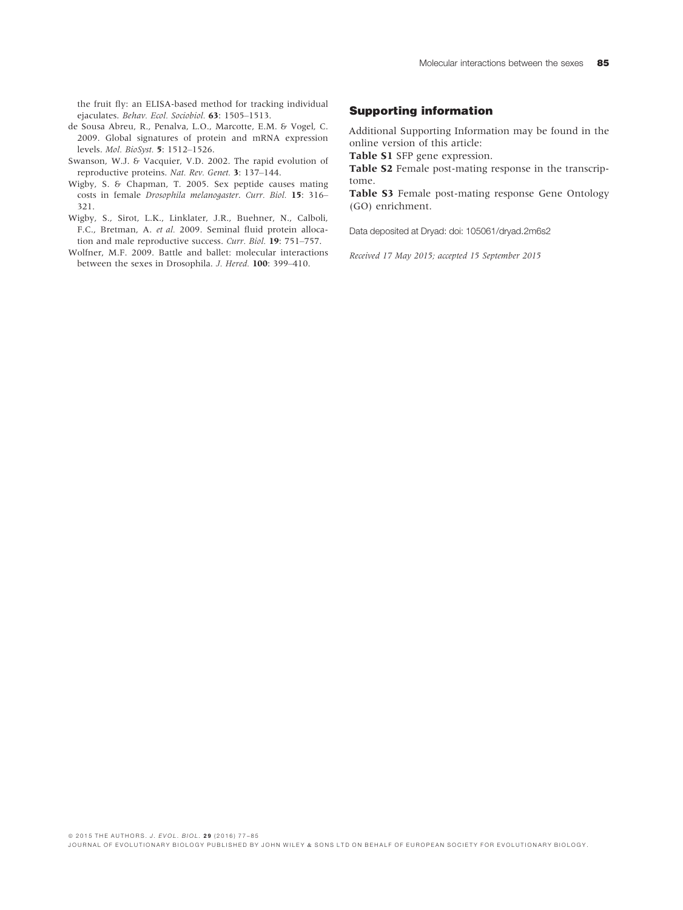the fruit fly: an ELISA-based method for tracking individual ejaculates. *Behav. Ecol. Sociobiol.* **63**: 1505–1513.

de Sousa Abreu, R., Penalva, L.O., Marcotte, E.M. & Vogel, C. 2009. Global signatures of protein and mRNA expression levels. *Mol. BioSyst.* **5**: 1512–1526.

Swanson, W.J. & Vacquier, V.D. 2002. The rapid evolution of reproductive proteins. *Nat. Rev. Genet.* **3**: 137–144.

Wigby, S. & Chapman, T. 2005. Sex peptide causes mating costs in female *Drosophila melanogaster*. *Curr. Biol.* **15**: 316–321.

Wigby, S., Sirot, L.K., Linklater, J.R., Buehner, N., Calboli, F.C., Bretman, A. *et al.* 2009. Seminal fluid protein allocation and male reproductive success. *Curr. Biol.* **19**: 751–757.

Wolfner, M.F. 2009. Battle and ballet: molecular interactions between the sexes in Drosophila. *J. Hered.* **100**: 399–410.

## Supporting information

Additional Supporting Information may be found in the online version of this article:

**Table S1** SFP gene expression.

**Table S2** Female post-mating response in the transcriptome.

**Table S3** Female post-mating response Gene Ontology (GO) enrichment.

Data deposited at Dryad: doi: 105061/dryad.2m6s2

*Received 17 May 2015; accepted 15 September 2015*